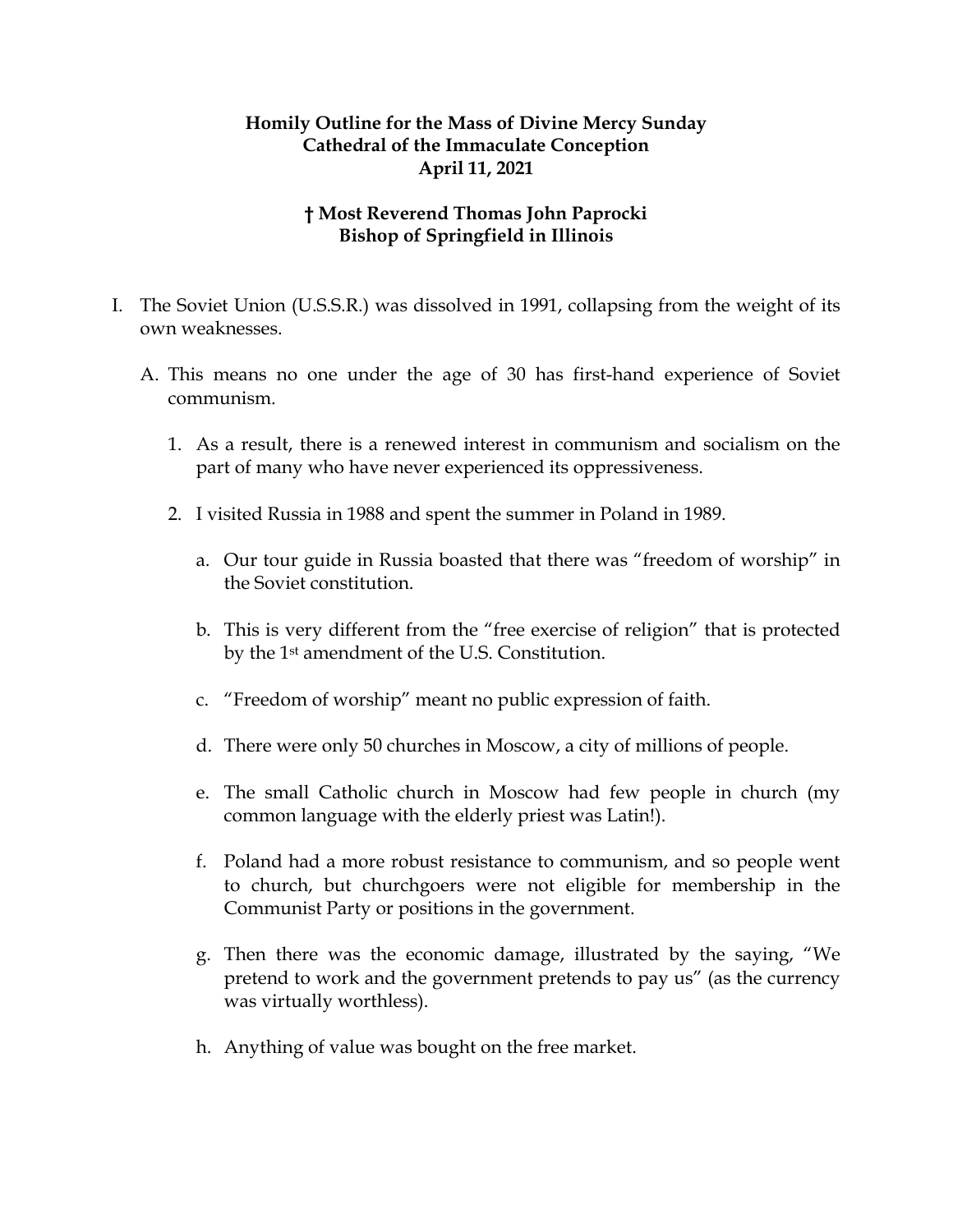**Homily Outline for the Mass of Divine Mercy Sunday**
**Cathedral of the Immaculate Conception**
**April 11, 2021**

**† Most Reverend Thomas John Paprocki**
**Bishop of Springfield in Illinois**

I. The Soviet Union (U.S.S.R.) was dissolved in 1991, collapsing from the weight of its own weaknesses.

   A. This means no one under the age of 30 has first-hand experience of Soviet communism.

      1. As a result, there is a renewed interest in communism and socialism on the part of many who have never experienced its oppressiveness.

      2. I visited Russia in 1988 and spent the summer in Poland in 1989.

         a. Our tour guide in Russia boasted that there was "freedom of worship" in the Soviet constitution.

         b. This is very different from the "free exercise of religion" that is protected by the 1st amendment of the U.S. Constitution.

         c. "Freedom of worship" meant no public expression of faith.

         d. There were only 50 churches in Moscow, a city of millions of people.

         e. The small Catholic church in Moscow had few people in church (my common language with the elderly priest was Latin!).

         f. Poland had a more robust resistance to communism, and so people went to church, but churchgoers were not eligible for membership in the Communist Party or positions in the government.

         g. Then there was the economic damage, illustrated by the saying, "We pretend to work and the government pretends to pay us" (as the currency was virtually worthless).

         h. Anything of value was bought on the free market.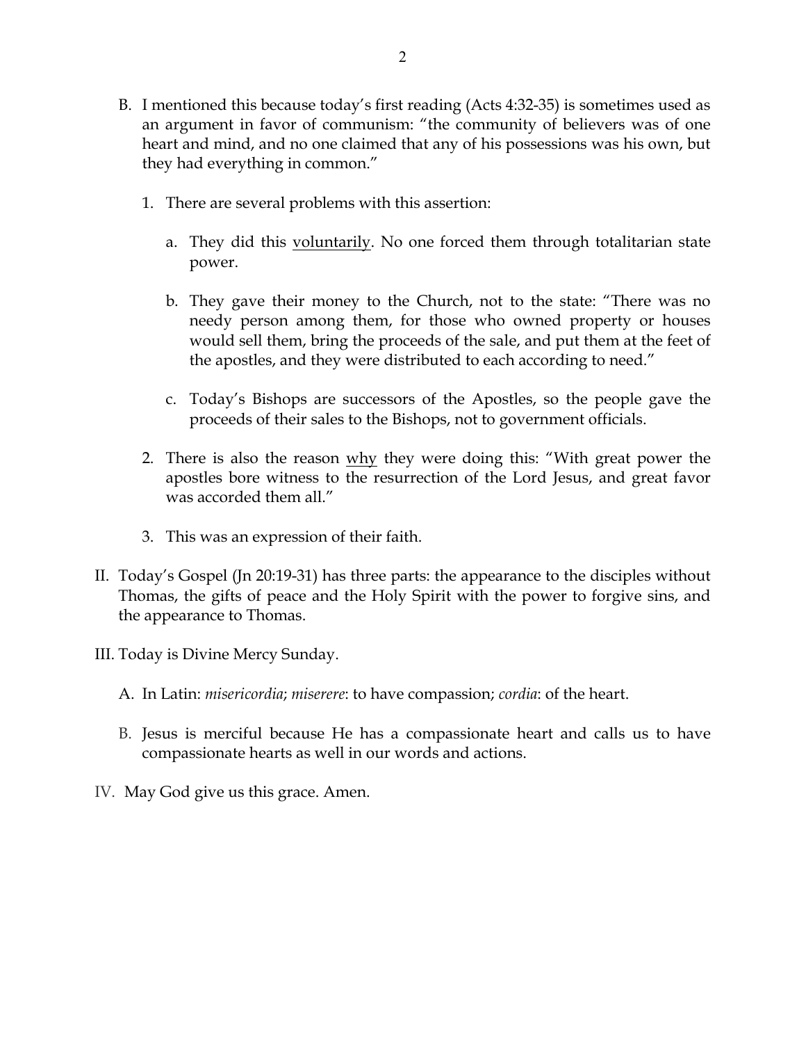B. I mentioned this because today's first reading (Acts 4:32-35) is sometimes used as an argument in favor of communism: "the community of believers was of one heart and mind, and no one claimed that any of his possessions was his own, but they had everything in common."

   1. There are several problems with this assertion:

      a. They did this <u>voluntarily</u>. No one forced them through totalitarian state power.

      b. They gave their money to the Church, not to the state: "There was no needy person among them, for those who owned property or houses would sell them, bring the proceeds of the sale, and put them at the feet of the apostles, and they were distributed to each according to need."

      c. Today's Bishops are successors of the Apostles, so the people gave the proceeds of their sales to the Bishops, not to government officials.

   2. There is also the reason <u>why</u> they were doing this: "With great power the apostles bore witness to the resurrection of the Lord Jesus, and great favor was accorded them all."

   3. This was an expression of their faith.

II. Today's Gospel (Jn 20:19-31) has three parts: the appearance to the disciples without Thomas, the gifts of peace and the Holy Spirit with the power to forgive sins, and the appearance to Thomas.

III. Today is Divine Mercy Sunday.

   A. In Latin: *misericordia*; *miserere*: to have compassion; *cordia*: of the heart.

   B. Jesus is merciful because He has a compassionate heart and calls us to have compassionate hearts as well in our words and actions.

IV. May God give us this grace. Amen.